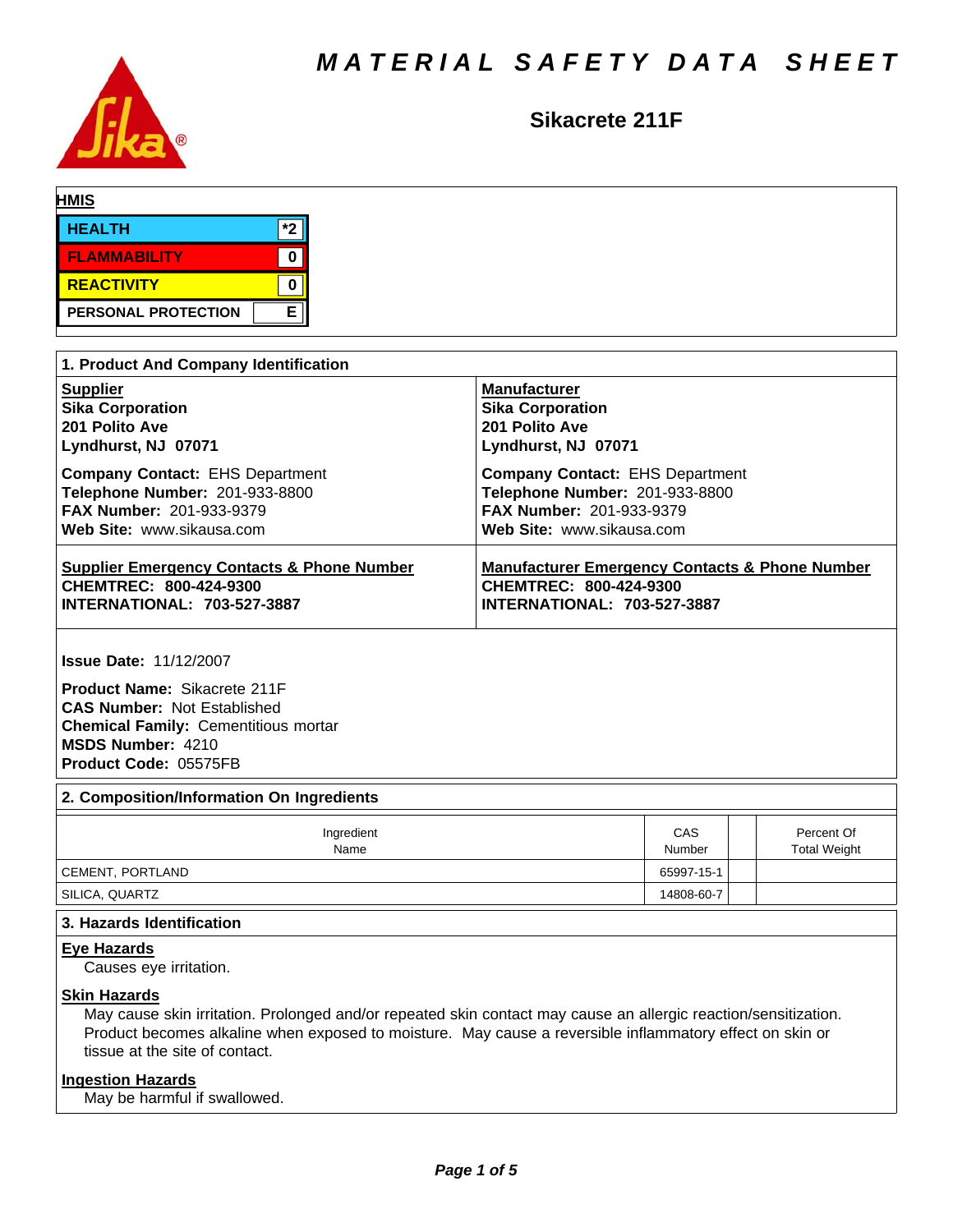# MATERIAL SAFETY DATA SHEET

## Sikacrete 211F

**HMIS**

| | |
|---|---|
| HEALTH | *2 |
| FLAMMABILITY | 0 |
| REACTIVITY | 0 |
| PERSONAL PROTECTION | E |

## 1. Product And Company Identification

| **Supplier** | **Manufacturer** |
|---|---|
| **Sika Corporation**<br>**201 Polito Ave**<br>**Lyndhurst, NJ 07071** | **Sika Corporation**<br>**201 Polito Ave**<br>**Lyndhurst, NJ 07071** |
| **Company Contact:** EHS Department<br>**Telephone Number:** 201-933-8800<br>**FAX Number:** 201-933-9379<br>**Web Site:** www.sikausa.com | **Company Contact:** EHS Department<br>**Telephone Number:** 201-933-8800<br>**FAX Number:** 201-933-9379<br>**Web Site:** www.sikausa.com |
| **Supplier Emergency Contacts & Phone Number**<br>**CHEMTREC: 800-424-9300**<br>**INTERNATIONAL: 703-527-3887** | **Manufacturer Emergency Contacts & Phone Number**<br>**CHEMTREC: 800-424-9300**<br>**INTERNATIONAL: 703-527-3887** |

**Issue Date:** 11/12/2007

**Product Name:** Sikacrete 211F
**CAS Number:** Not Established
**Chemical Family:** Cementitious mortar
**MSDS Number:** 4210
**Product Code:** 05575FB

## 2. Composition/Information On Ingredients

| Ingredient Name | CAS Number | | Percent Of Total Weight |
|---|---|---|---|
| CEMENT, PORTLAND | 65997-15-1 | | |
| SILICA, QUARTZ | 14808-60-7 | | |

## 3. Hazards Identification

**Eye Hazards**

Causes eye irritation.

**Skin Hazards**

May cause skin irritation. Prolonged and/or repeated skin contact may cause an allergic reaction/sensitization. Product becomes alkaline when exposed to moisture. May cause a reversible inflammatory effect on skin or tissue at the site of contact.

**Ingestion Hazards**

May be harmful if swallowed.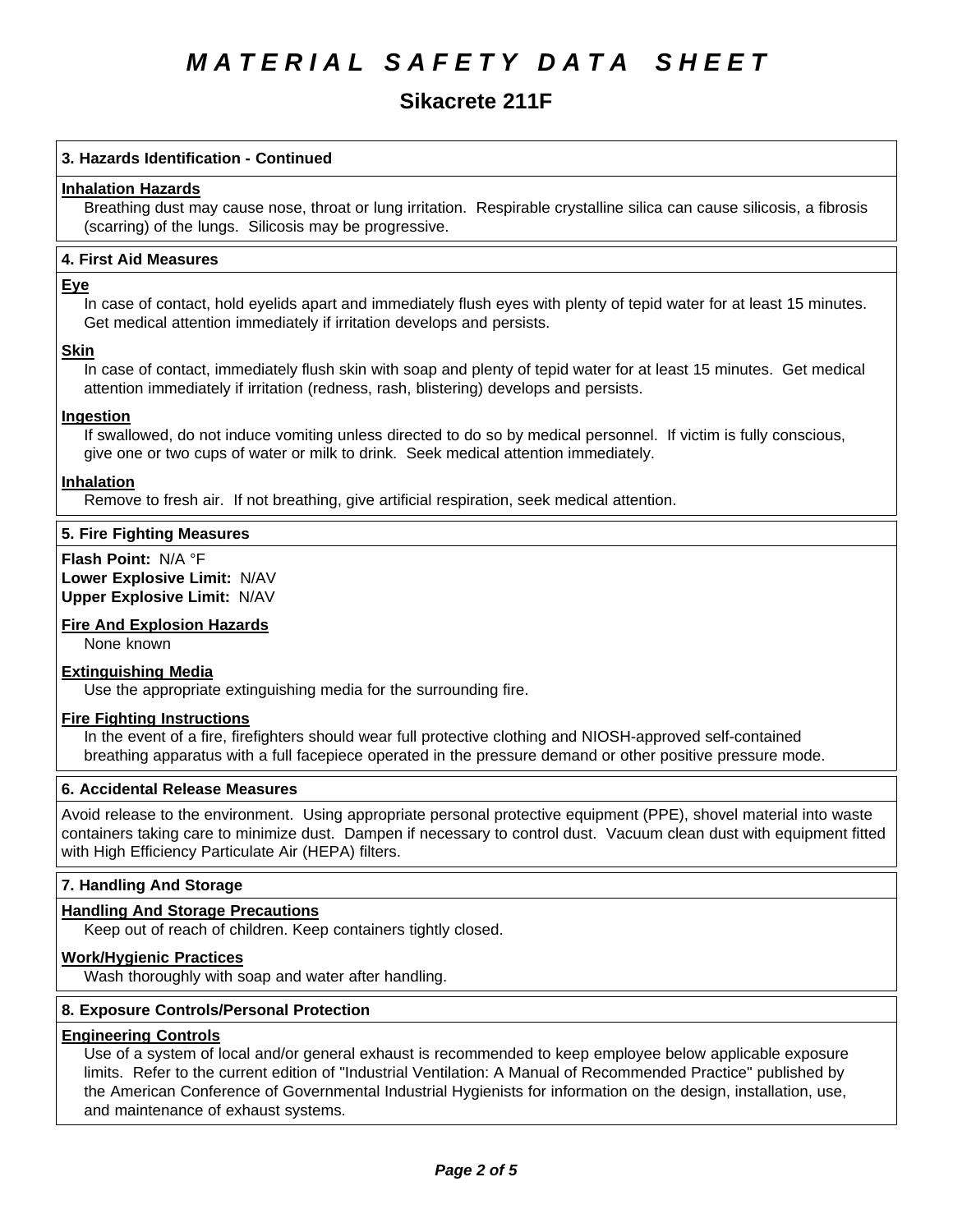# MATERIAL SAFETY DATA SHEET

## Sikacrete 211F

### 3. Hazards Identification - Continued

**Inhalation Hazards**

Breathing dust may cause nose, throat or lung irritation. Respirable crystalline silica can cause silicosis, a fibrosis (scarring) of the lungs. Silicosis may be progressive.

### 4. First Aid Measures

**Eye**

In case of contact, hold eyelids apart and immediately flush eyes with plenty of tepid water for at least 15 minutes. Get medical attention immediately if irritation develops and persists.

**Skin**

In case of contact, immediately flush skin with soap and plenty of tepid water for at least 15 minutes. Get medical attention immediately if irritation (redness, rash, blistering) develops and persists.

**Ingestion**

If swallowed, do not induce vomiting unless directed to do so by medical personnel. If victim is fully conscious, give one or two cups of water or milk to drink. Seek medical attention immediately.

**Inhalation**

Remove to fresh air. If not breathing, give artificial respiration, seek medical attention.

### 5. Fire Fighting Measures

**Flash Point:** N/A °F
**Lower Explosive Limit:** N/AV
**Upper Explosive Limit:** N/AV

**Fire And Explosion Hazards**

None known

**Extinguishing Media**

Use the appropriate extinguishing media for the surrounding fire.

**Fire Fighting Instructions**

In the event of a fire, firefighters should wear full protective clothing and NIOSH-approved self-contained breathing apparatus with a full facepiece operated in the pressure demand or other positive pressure mode.

### 6. Accidental Release Measures

Avoid release to the environment. Using appropriate personal protective equipment (PPE), shovel material into waste containers taking care to minimize dust. Dampen if necessary to control dust. Vacuum clean dust with equipment fitted with High Efficiency Particulate Air (HEPA) filters.

### 7. Handling And Storage

**Handling And Storage Precautions**

Keep out of reach of children. Keep containers tightly closed.

**Work/Hygienic Practices**

Wash thoroughly with soap and water after handling.

### 8. Exposure Controls/Personal Protection

**Engineering Controls**

Use of a system of local and/or general exhaust is recommended to keep employee below applicable exposure limits. Refer to the current edition of "Industrial Ventilation: A Manual of Recommended Practice" published by the American Conference of Governmental Industrial Hygienists for information on the design, installation, use, and maintenance of exhaust systems.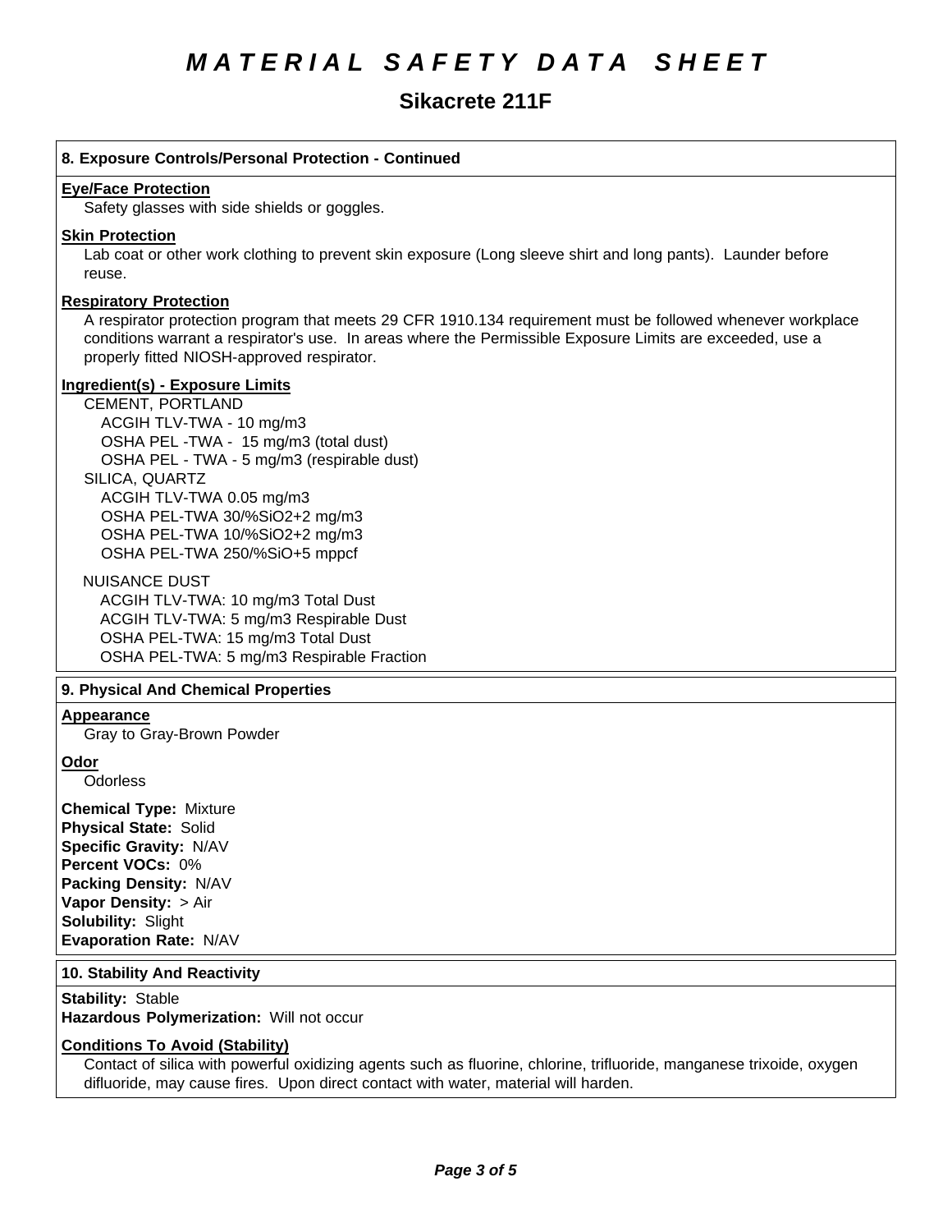# MATERIAL SAFETY DATA SHEET

## Sikacrete 211F

### 8. Exposure Controls/Personal Protection - Continued

**Eye/Face Protection**

Safety glasses with side shields or goggles.

**Skin Protection**

Lab coat or other work clothing to prevent skin exposure (Long sleeve shirt and long pants). Launder before reuse.

**Respiratory Protection**

A respirator protection program that meets 29 CFR 1910.134 requirement must be followed whenever workplace conditions warrant a respirator's use. In areas where the Permissible Exposure Limits are exceeded, use a properly fitted NIOSH-approved respirator.

**Ingredient(s) - Exposure Limits**

CEMENT, PORTLAND
- ACGIH TLV-TWA - 10 mg/m3
- OSHA PEL -TWA - 15 mg/m3 (total dust)
- OSHA PEL - TWA - 5 mg/m3 (respirable dust)

SILICA, QUARTZ
- ACGIH TLV-TWA 0.05 mg/m3
- OSHA PEL-TWA 30/%SiO2+2 mg/m3
- OSHA PEL-TWA 10/%SiO2+2 mg/m3
- OSHA PEL-TWA 250/%SiO+5 mppcf

NUISANCE DUST
- ACGIH TLV-TWA: 10 mg/m3 Total Dust
- ACGIH TLV-TWA: 5 mg/m3 Respirable Dust
- OSHA PEL-TWA: 15 mg/m3 Total Dust
- OSHA PEL-TWA: 5 mg/m3 Respirable Fraction

### 9. Physical And Chemical Properties

**Appearance**

Gray to Gray-Brown Powder

**Odor**

Odorless

**Chemical Type:** Mixture
**Physical State:** Solid
**Specific Gravity:** N/AV
**Percent VOCs:** 0%
**Packing Density:** N/AV
**Vapor Density:** > Air
**Solubility:** Slight
**Evaporation Rate:** N/AV

### 10. Stability And Reactivity

**Stability:** Stable
**Hazardous Polymerization:** Will not occur

**Conditions To Avoid (Stability)**

Contact of silica with powerful oxidizing agents such as fluorine, chlorine, trifluoride, manganese trixoide, oxygen difluoride, may cause fires. Upon direct contact with water, material will harden.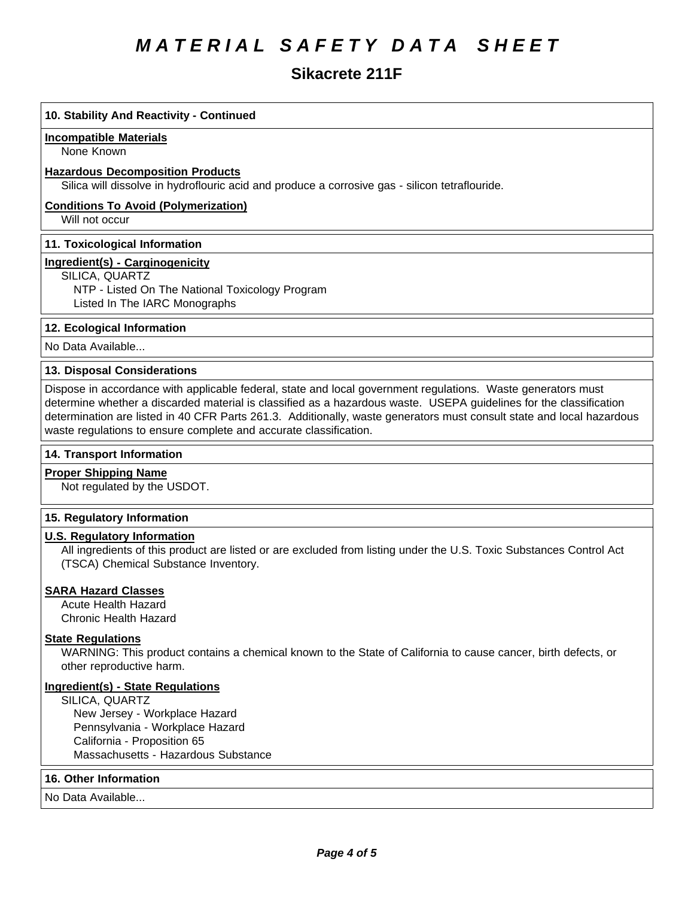# MATERIAL SAFETY DATA SHEET

## Sikacrete 211F

### 10. Stability And Reactivity - Continued

**Incompatible Materials**

None Known

**Hazardous Decomposition Products**

Silica will dissolve in hydroflouric acid and produce a corrosive gas - silicon tetraflouride.

**Conditions To Avoid (Polymerization)**

Will not occur

### 11. Toxicological Information

**Ingredient(s) - Carginogenicity**

SILICA, QUARTZ
- NTP - Listed On The National Toxicology Program
- Listed In The IARC Monographs

### 12. Ecological Information

No Data Available...

### 13. Disposal Considerations

Dispose in accordance with applicable federal, state and local government regulations. Waste generators must determine whether a discarded material is classified as a hazardous waste. USEPA guidelines for the classification determination are listed in 40 CFR Parts 261.3. Additionally, waste generators must consult state and local hazardous waste regulations to ensure complete and accurate classification.

### 14. Transport Information

**Proper Shipping Name**

Not regulated by the USDOT.

### 15. Regulatory Information

**U.S. Regulatory Information**

All ingredients of this product are listed or are excluded from listing under the U.S. Toxic Substances Control Act (TSCA) Chemical Substance Inventory.

**SARA Hazard Classes**

Acute Health Hazard
Chronic Health Hazard

**State Regulations**

WARNING: This product contains a chemical known to the State of California to cause cancer, birth defects, or other reproductive harm.

**Ingredient(s) - State Regulations**

SILICA, QUARTZ
- New Jersey - Workplace Hazard
- Pennsylvania - Workplace Hazard
- California - Proposition 65
- Massachusetts - Hazardous Substance

### 16. Other Information

No Data Available...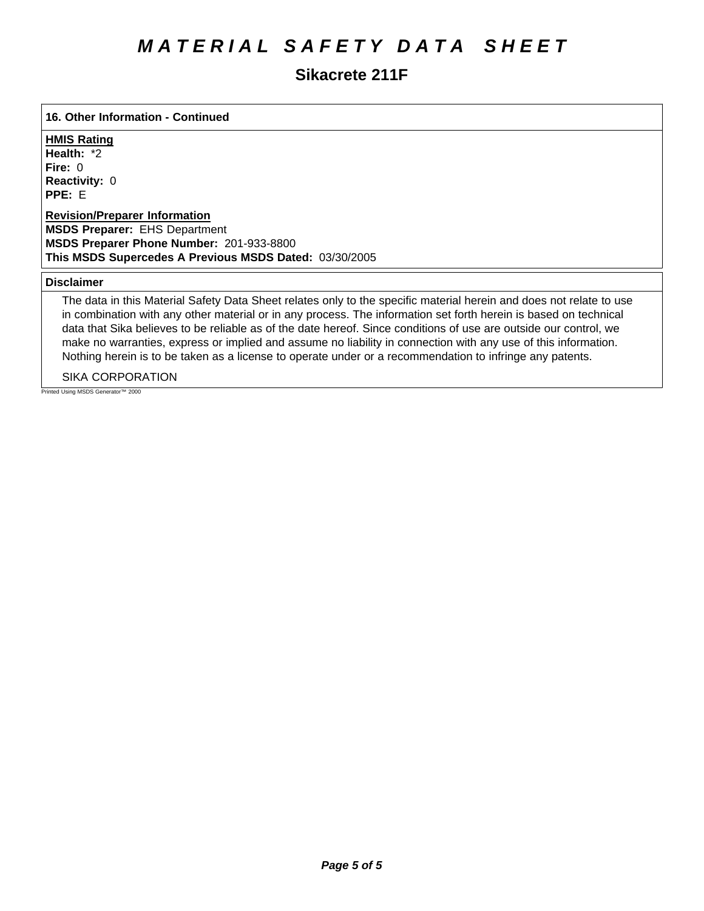# MATERIAL SAFETY DATA SHEET

## Sikacrete 211F

### 16. Other Information - Continued

**HMIS Rating**
**Health:** *2
**Fire:** 0
**Reactivity:** 0
**PPE:** E

**Revision/Preparer Information**
**MSDS Preparer:** EHS Department
**MSDS Preparer Phone Number:** 201-933-8800
**This MSDS Supercedes A Previous MSDS Dated:** 03/30/2005

### Disclaimer

The data in this Material Safety Data Sheet relates only to the specific material herein and does not relate to use in combination with any other material or in any process. The information set forth herein is based on technical data that Sika believes to be reliable as of the date hereof. Since conditions of use are outside our control, we make no warranties, express or implied and assume no liability in connection with any use of this information. Nothing herein is to be taken as a license to operate under or a recommendation to infringe any patents.

SIKA CORPORATION

Printed Using MSDS Generator™ 2000